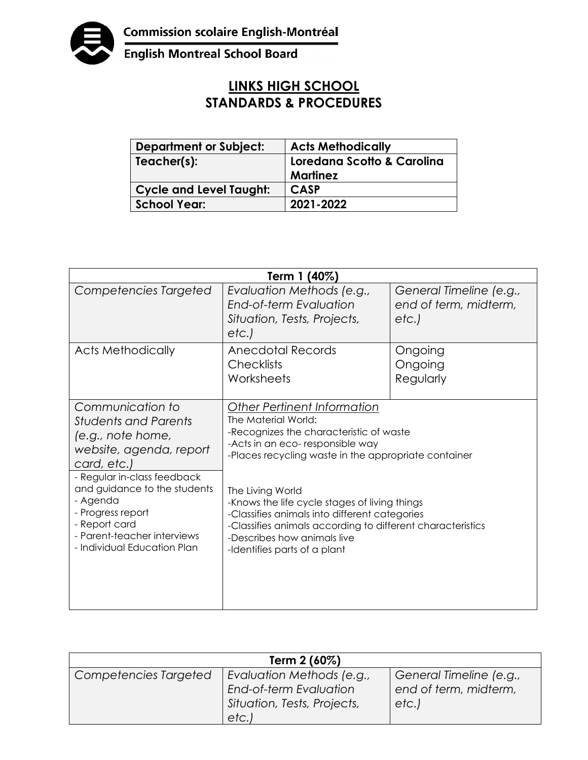Commission scolaire English-Montréal

English Montreal School Board

# LINKS HIGH SCHOOL
# STANDARDS & PROCEDURES

| Department or Subject: | Acts Methodically |
| --- | --- |
| Teacher(s): | Loredana Scotto & Carolina Martinez |
| Cycle and Level Taught: | CASP |
| School Year: | 2021-2022 |

| Term 1 (40%) | | |
| --- | --- | --- |
| *Competencies Targeted* | *Evaluation Methods (e.g., End-of-term Evaluation Situation, Tests, Projects, etc.)* | *General Timeline (e.g., end of term, midterm, etc.)* |
| Acts Methodically | Anecdotal Records<br>Checklists<br>Worksheets | Ongoing<br>Ongoing<br>Regularly |
| *Communication to Students and Parents (e.g., note home, website, agenda, report card, etc.)*<br>- Regular in-class feedback and guidance to the students<br>- Agenda<br>- Progress report<br>- Report card<br>- Parent-teacher interviews<br>- Individual Education Plan | *<u>Other Pertinent Information</u>*<br>The Material World:<br>-Recognizes the characteristic of waste<br>-Acts in an eco- responsible way<br>-Places recycling waste in the appropriate container<br><br>The Living World<br>-Knows the life cycle stages of living things<br>-Classifies animals into different categories<br>-Classifies animals according to different characteristics<br>-Describes how animals live<br>-Identifies parts of a plant | |

| Term 2 (60%) | | |
| --- | --- | --- |
| *Competencies Targeted* | *Evaluation Methods (e.g., End-of-term Evaluation Situation, Tests, Projects, etc.)* | *General Timeline (e.g., end of term, midterm, etc.)* |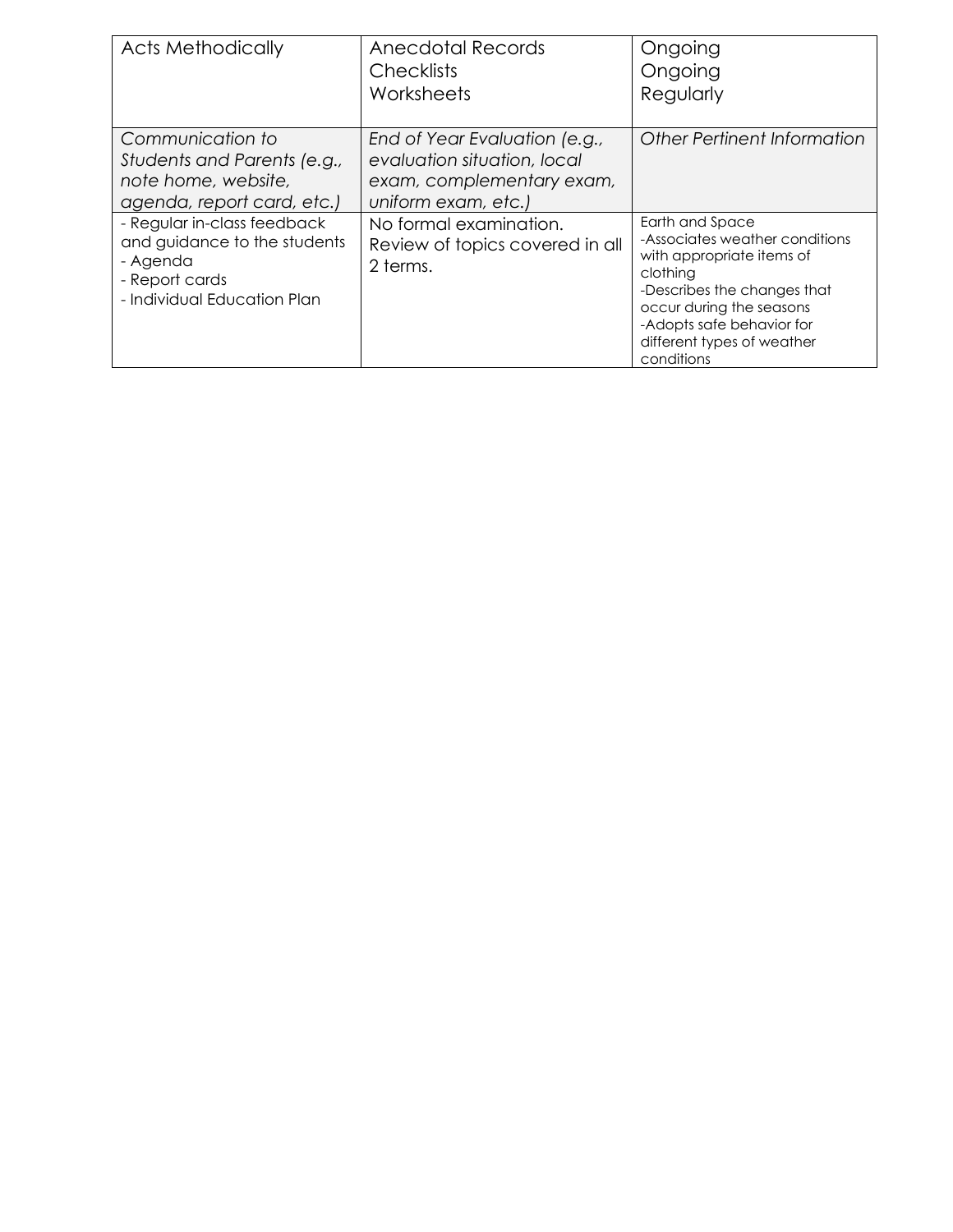| | | |
|---|---|---|
| Acts Methodically | Anecdotal Records<br>Checklists<br>Worksheets | Ongoing<br>Ongoing<br>Regularly |
| *Communication to Students and Parents (e.g., note home, website, agenda, report card, etc.)* | *End of Year Evaluation (e.g., evaluation situation, local exam, complementary exam, uniform exam, etc.)* | *Other Pertinent Information* |
| - Regular in-class feedback and guidance to the students<br>- Agenda<br>- Report cards<br>- Individual Education Plan | No formal examination.<br>Review of topics covered in all 2 terms. | Earth and Space<br>-Associates weather conditions with appropriate items of clothing<br>-Describes the changes that occur during the seasons<br>-Adopts safe behavior for different types of weather conditions |